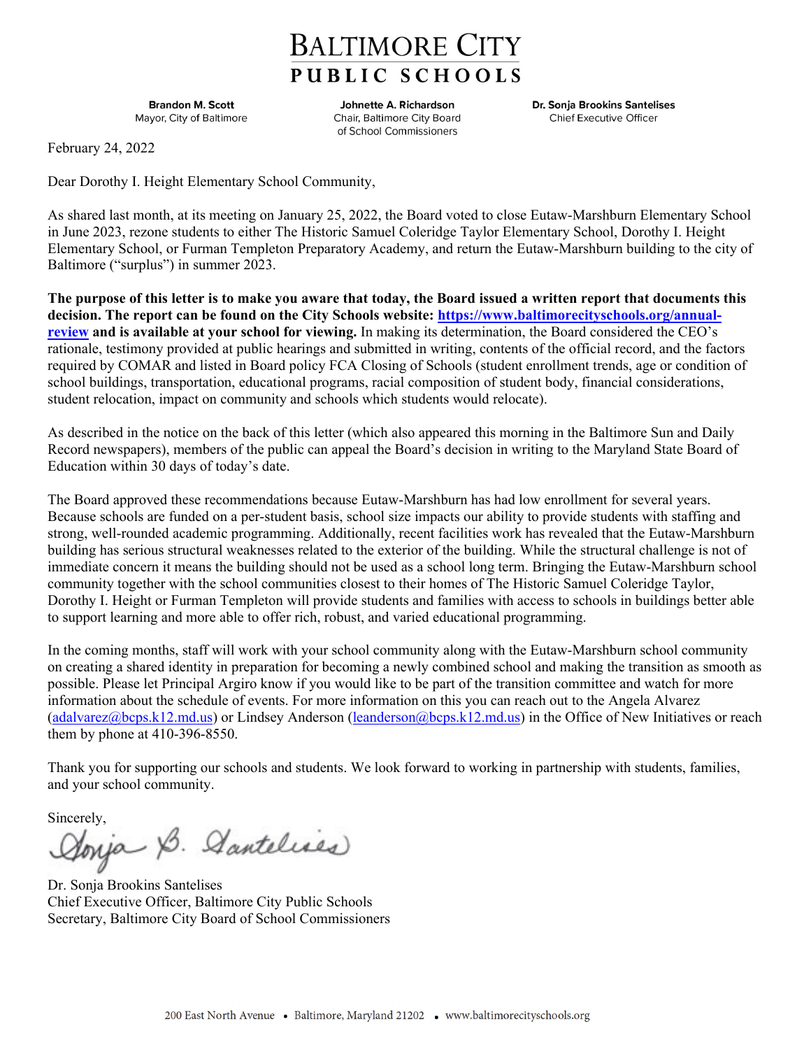# BALTIMORE CITY PUBLIC SCHOOLS

**Brandon M. Scott**
Mayor, City of Baltimore

**Johnette A. Richardson**
Chair, Baltimore City Board of School Commissioners

**Dr. Sonja Brookins Santelises**
Chief Executive Officer

February 24, 2022

Dear Dorothy I. Height Elementary School Community,

As shared last month, at its meeting on January 25, 2022, the Board voted to close Eutaw-Marshburn Elementary School in June 2023, rezone students to either The Historic Samuel Coleridge Taylor Elementary School, Dorothy I. Height Elementary School, or Furman Templeton Preparatory Academy, and return the Eutaw-Marshburn building to the city of Baltimore ("surplus") in summer 2023.

**The purpose of this letter is to make you aware that today, the Board issued a written report that documents this decision. The report can be found on the City Schools website: [https://www.baltimorecityschools.org/annual-review](https://www.baltimorecityschools.org/annual-review) and is available at your school for viewing.** In making its determination, the Board considered the CEO's rationale, testimony provided at public hearings and submitted in writing, contents of the official record, and the factors required by COMAR and listed in Board policy FCA Closing of Schools (student enrollment trends, age or condition of school buildings, transportation, educational programs, racial composition of student body, financial considerations, student relocation, impact on community and schools which students would relocate).

As described in the notice on the back of this letter (which also appeared this morning in the Baltimore Sun and Daily Record newspapers), members of the public can appeal the Board's decision in writing to the Maryland State Board of Education within 30 days of today's date.

The Board approved these recommendations because Eutaw-Marshburn has had low enrollment for several years. Because schools are funded on a per-student basis, school size impacts our ability to provide students with staffing and strong, well-rounded academic programming. Additionally, recent facilities work has revealed that the Eutaw-Marshburn building has serious structural weaknesses related to the exterior of the building. While the structural challenge is not of immediate concern it means the building should not be used as a school long term. Bringing the Eutaw-Marshburn school community together with the school communities closest to their homes of The Historic Samuel Coleridge Taylor, Dorothy I. Height or Furman Templeton will provide students and families with access to schools in buildings better able to support learning and more able to offer rich, robust, and varied educational programming.

In the coming months, staff will work with your school community along with the Eutaw-Marshburn school community on creating a shared identity in preparation for becoming a newly combined school and making the transition as smooth as possible. Please let Principal Argiro know if you would like to be part of the transition committee and watch for more information about the schedule of events. For more information on this you can reach out to the Angela Alvarez ([adalvarez@bcps.k12.md.us](mailto:adalvarez@bcps.k12.md.us)) or Lindsey Anderson ([leanderson@bcps.k12.md.us](mailto:leanderson@bcps.k12.md.us)) in the Office of New Initiatives or reach them by phone at 410-396-8550.

Thank you for supporting our schools and students. We look forward to working in partnership with students, families, and your school community.

Sincerely,

Dr. Sonja Brookins Santelises
Chief Executive Officer, Baltimore City Public Schools
Secretary, Baltimore City Board of School Commissioners

200 East North Avenue • Baltimore, Maryland 21202 • www.baltimorecityschools.org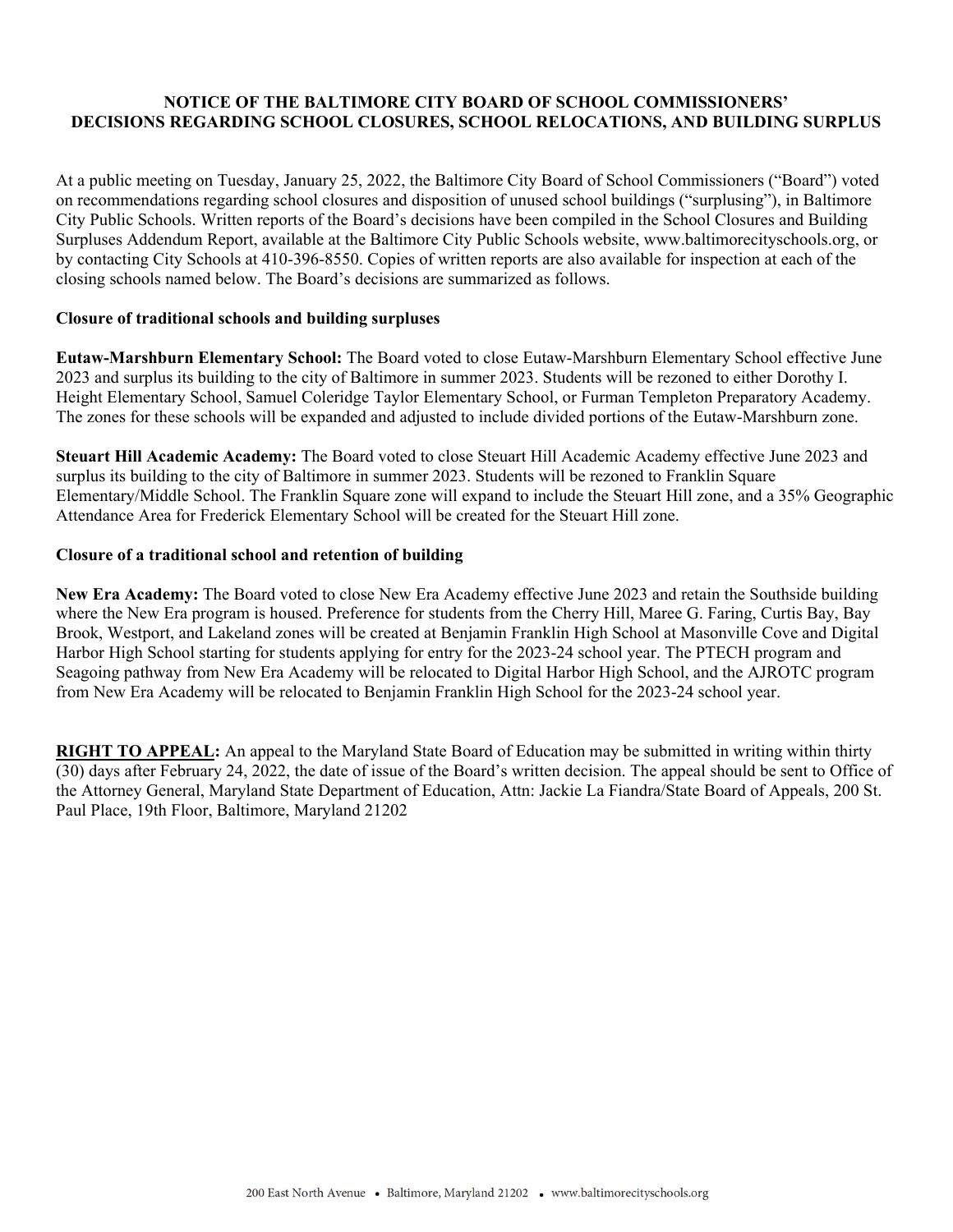# NOTICE OF THE BALTIMORE CITY BOARD OF SCHOOL COMMISSIONERS' DECISIONS REGARDING SCHOOL CLOSURES, SCHOOL RELOCATIONS, AND BUILDING SURPLUS

At a public meeting on Tuesday, January 25, 2022, the Baltimore City Board of School Commissioners ("Board") voted on recommendations regarding school closures and disposition of unused school buildings ("surplusing"), in Baltimore City Public Schools. Written reports of the Board's decisions have been compiled in the School Closures and Building Surpluses Addendum Report, available at the Baltimore City Public Schools website, www.baltimorecityschools.org, or by contacting City Schools at 410-396-8550. Copies of written reports are also available for inspection at each of the closing schools named below. The Board's decisions are summarized as follows.

**Closure of traditional schools and building surpluses**

**Eutaw-Marshburn Elementary School:** The Board voted to close Eutaw-Marshburn Elementary School effective June 2023 and surplus its building to the city of Baltimore in summer 2023. Students will be rezoned to either Dorothy I. Height Elementary School, Samuel Coleridge Taylor Elementary School, or Furman Templeton Preparatory Academy. The zones for these schools will be expanded and adjusted to include divided portions of the Eutaw-Marshburn zone.

**Steuart Hill Academic Academy:** The Board voted to close Steuart Hill Academic Academy effective June 2023 and surplus its building to the city of Baltimore in summer 2023. Students will be rezoned to Franklin Square Elementary/Middle School. The Franklin Square zone will expand to include the Steuart Hill zone, and a 35% Geographic Attendance Area for Frederick Elementary School will be created for the Steuart Hill zone.

**Closure of a traditional school and retention of building**

**New Era Academy:** The Board voted to close New Era Academy effective June 2023 and retain the Southside building where the New Era program is housed. Preference for students from the Cherry Hill, Maree G. Faring, Curtis Bay, Bay Brook, Westport, and Lakeland zones will be created at Benjamin Franklin High School at Masonville Cove and Digital Harbor High School starting for students applying for entry for the 2023-24 school year. The PTECH program and Seagoing pathway from New Era Academy will be relocated to Digital Harbor High School, and the AJROTC program from New Era Academy will be relocated to Benjamin Franklin High School for the 2023-24 school year.

**RIGHT TO APPEAL:** An appeal to the Maryland State Board of Education may be submitted in writing within thirty (30) days after February 24, 2022, the date of issue of the Board's written decision. The appeal should be sent to Office of the Attorney General, Maryland State Department of Education, Attn: Jackie La Fiandra/State Board of Appeals, 200 St. Paul Place, 19th Floor, Baltimore, Maryland 21202